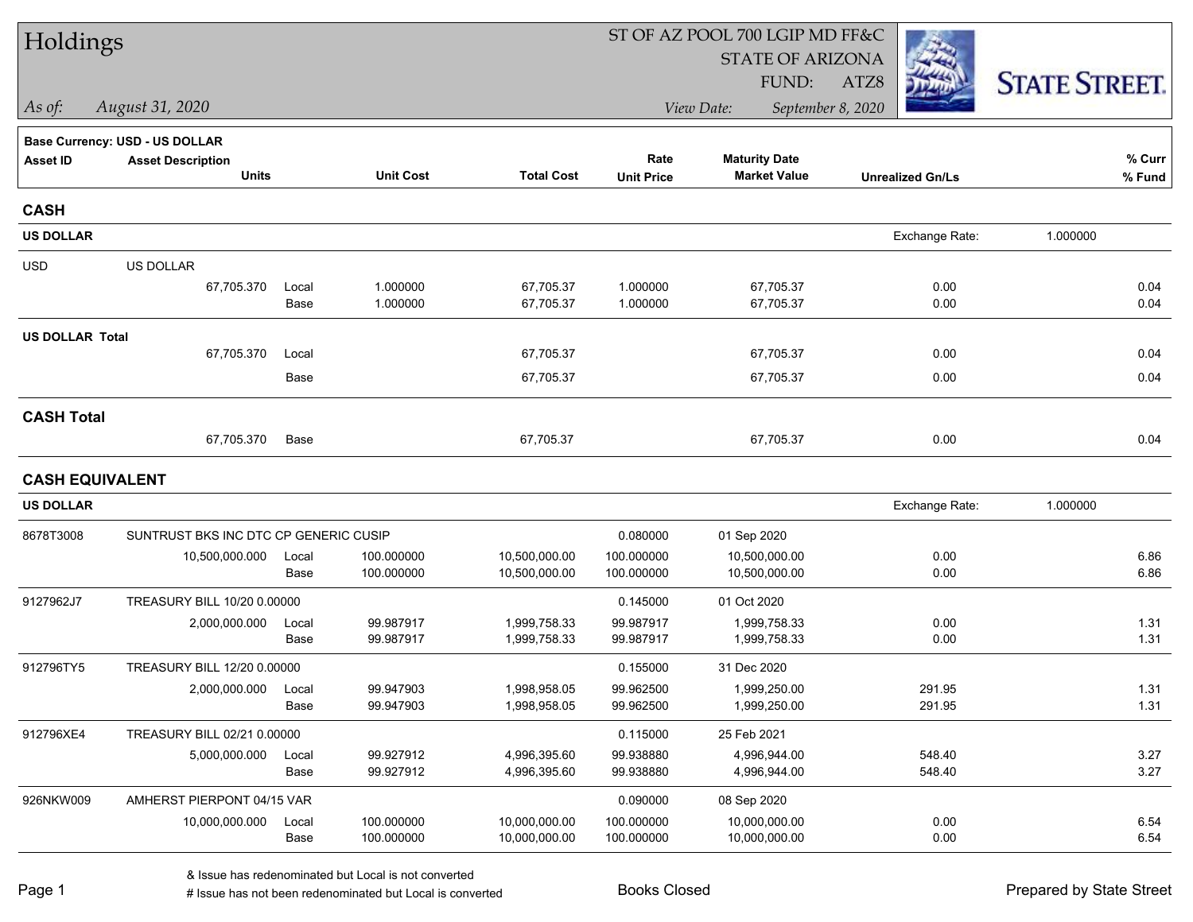# Holdings

ST OF AZ POOL 700 LGIP MD FF&C
STATE OF ARIZONA
FUND: ATZ8

*As of: August 31, 2020*

*View Date: September 8, 2020*

STATE STREET.

**Base Currency: USD - US DOLLAR**

| Asset ID | Asset Description / Units | | Unit Cost | Total Cost | Rate / Unit Price | Maturity Date / Market Value | Unrealized Gn/Ls | % Curr / % Fund |
|---|---|---|---|---|---|---|---|---|
| **CASH** | | | | | | | | |
| **US DOLLAR** | | | | | | | Exchange Rate: | 1.000000 |
| USD | US DOLLAR | | | | | | | |
| | 67,705.370 | Local | 1.000000 | 67,705.37 | 1.000000 | 67,705.37 | 0.00 | 0.04 |
| | | Base | 1.000000 | 67,705.37 | 1.000000 | 67,705.37 | 0.00 | 0.04 |
| **US DOLLAR Total** | | | | | | | | |
| | 67,705.370 | Local | | 67,705.37 | | 67,705.37 | 0.00 | 0.04 |
| | | Base | | 67,705.37 | | 67,705.37 | 0.00 | 0.04 |
| **CASH Total** | | | | | | | | |
| | 67,705.370 | Base | | 67,705.37 | | 67,705.37 | 0.00 | 0.04 |
| **CASH EQUIVALENT** | | | | | | | | |
| **US DOLLAR** | | | | | | | Exchange Rate: | 1.000000 |
| 8678T3008 | SUNTRUST BKS INC DTC CP GENERIC CUSIP | | | | 0.080000 | 01 Sep 2020 | | |
| | 10,500,000.000 | Local | 100.000000 | 10,500,000.00 | 100.000000 | 10,500,000.00 | 0.00 | 6.86 |
| | | Base | 100.000000 | 10,500,000.00 | 100.000000 | 10,500,000.00 | 0.00 | 6.86 |
| 9127962J7 | TREASURY BILL 10/20 0.00000 | | | | 0.145000 | 01 Oct 2020 | | |
| | 2,000,000.000 | Local | 99.987917 | 1,999,758.33 | 99.987917 | 1,999,758.33 | 0.00 | 1.31 |
| | | Base | 99.987917 | 1,999,758.33 | 99.987917 | 1,999,758.33 | 0.00 | 1.31 |
| 912796TY5 | TREASURY BILL 12/20 0.00000 | | | | 0.155000 | 31 Dec 2020 | | |
| | 2,000,000.000 | Local | 99.947903 | 1,998,958.05 | 99.962500 | 1,999,250.00 | 291.95 | 1.31 |
| | | Base | 99.947903 | 1,998,958.05 | 99.962500 | 1,999,250.00 | 291.95 | 1.31 |
| 912796XE4 | TREASURY BILL 02/21 0.00000 | | | | 0.115000 | 25 Feb 2021 | | |
| | 5,000,000.000 | Local | 99.927912 | 4,996,395.60 | 99.938880 | 4,996,944.00 | 548.40 | 3.27 |
| | | Base | 99.927912 | 4,996,395.60 | 99.938880 | 4,996,944.00 | 548.40 | 3.27 |
| 926NKW009 | AMHERST PIERPONT 04/15 VAR | | | | 0.090000 | 08 Sep 2020 | | |
| | 10,000,000.000 | Local | 100.000000 | 10,000,000.00 | 100.000000 | 10,000,000.00 | 0.00 | 6.54 |
| | | Base | 100.000000 | 10,000,000.00 | 100.000000 | 10,000,000.00 | 0.00 | 6.54 |

& Issue has redenominated but Local is not converted
# Issue has not been redenominated but Local is converted

Books Closed

Prepared by State Street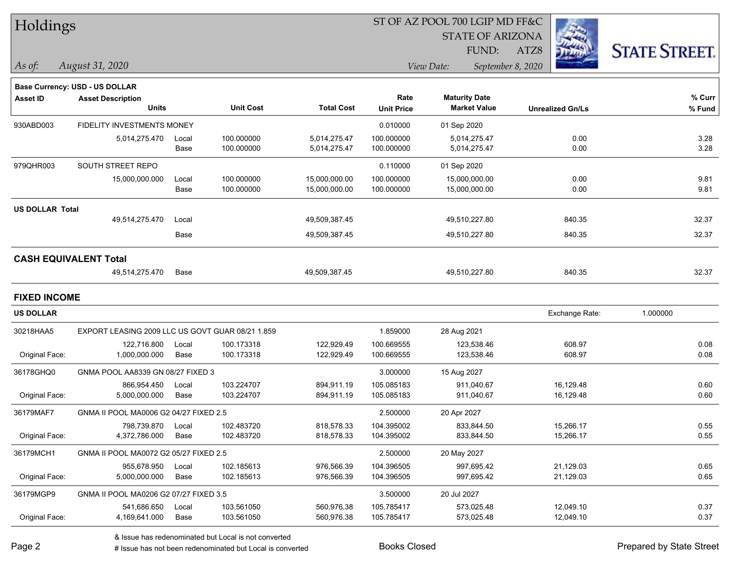# Holdings

ST OF AZ POOL 700 LGIP MD FF&C
STATE OF ARIZONA
FUND: ATZ8

*As of: August 31, 2020*

*View Date: September 8, 2020*

**Base Currency: USD - US DOLLAR**

| Asset ID | Asset Description / Units | | Unit Cost | Total Cost | Rate / Unit Price | Maturity Date / Market Value | Unrealized Gn/Ls | % Curr / % Fund |
|---|---|---|---|---|---|---|---|---|
| 930ABD003 | FIDELITY INVESTMENTS MONEY | | | | 0.010000 | 01 Sep 2020 | | |
| | 5,014,275.470 | Local | 100.000000 | 5,014,275.47 | 100.000000 | 5,014,275.47 | 0.00 | 3.28 |
| | | Base | 100.000000 | 5,014,275.47 | 100.000000 | 5,014,275.47 | 0.00 | 3.28 |
| 979QHR003 | SOUTH STREET REPO | | | | 0.110000 | 01 Sep 2020 | | |
| | 15,000,000.000 | Local | 100.000000 | 15,000,000.00 | 100.000000 | 15,000,000.00 | 0.00 | 9.81 |
| | | Base | 100.000000 | 15,000,000.00 | 100.000000 | 15,000,000.00 | 0.00 | 9.81 |
| **US DOLLAR Total** | | | | | | | | |
| | 49,514,275.470 | Local | | 49,509,387.45 | | 49,510,227.80 | 840.35 | 32.37 |
| | | Base | | 49,509,387.45 | | 49,510,227.80 | 840.35 | 32.37 |
| **CASH EQUIVALENT Total** | | | | | | | | |
| | 49,514,275.470 | Base | | 49,509,387.45 | | 49,510,227.80 | 840.35 | 32.37 |

## FIXED INCOME

**US DOLLAR** Exchange Rate: 1.000000

| Asset ID | Asset Description / Units | | Unit Cost | Total Cost | Rate / Unit Price | Maturity Date / Market Value | Unrealized Gn/Ls | % Curr / % Fund |
|---|---|---|---|---|---|---|---|---|
| 30218HAA5 | EXPORT LEASING 2009 LLC US GOVT GUAR 08/21 1.859 | | | | 1.859000 | 28 Aug 2021 | | |
| | 122,716.800 | Local | 100.173318 | 122,929.49 | 100.669555 | 123,538.46 | 608.97 | 0.08 |
| Original Face: | 1,000,000.000 | Base | 100.173318 | 122,929.49 | 100.669555 | 123,538.46 | 608.97 | 0.08 |
| 36178GHQ0 | GNMA POOL AA8339 GN 08/27 FIXED 3 | | | | 3.000000 | 15 Aug 2027 | | |
| | 866,954.450 | Local | 103.224707 | 894,911.19 | 105.085183 | 911,040.67 | 16,129.48 | 0.60 |
| Original Face: | 5,000,000.000 | Base | 103.224707 | 894,911.19 | 105.085183 | 911,040.67 | 16,129.48 | 0.60 |
| 36179MAF7 | GNMA II POOL MA0006 G2 04/27 FIXED 2.5 | | | | 2.500000 | 20 Apr 2027 | | |
| | 798,739.870 | Local | 102.483720 | 818,578.33 | 104.395002 | 833,844.50 | 15,266.17 | 0.55 |
| Original Face: | 4,372,786.000 | Base | 102.483720 | 818,578.33 | 104.395002 | 833,844.50 | 15,266.17 | 0.55 |
| 36179MCH1 | GNMA II POOL MA0072 G2 05/27 FIXED 2.5 | | | | 2.500000 | 20 May 2027 | | |
| | 955,678.950 | Local | 102.185613 | 976,566.39 | 104.396505 | 997,695.42 | 21,129.03 | 0.65 |
| Original Face: | 5,000,000.000 | Base | 102.185613 | 976,566.39 | 104.396505 | 997,695.42 | 21,129.03 | 0.65 |
| 36179MGP9 | GNMA II POOL MA0206 G2 07/27 FIXED 3.5 | | | | 3.500000 | 20 Jul 2027 | | |
| | 541,686.650 | Local | 103.561050 | 560,976.38 | 105.785417 | 573,025.48 | 12,049.10 | 0.37 |
| Original Face: | 4,169,641.000 | Base | 103.561050 | 560,976.38 | 105.785417 | 573,025.48 | 12,049.10 | 0.37 |

& Issue has redenominated but Local is not converted
# Issue has not been redenominated but Local is converted

Books Closed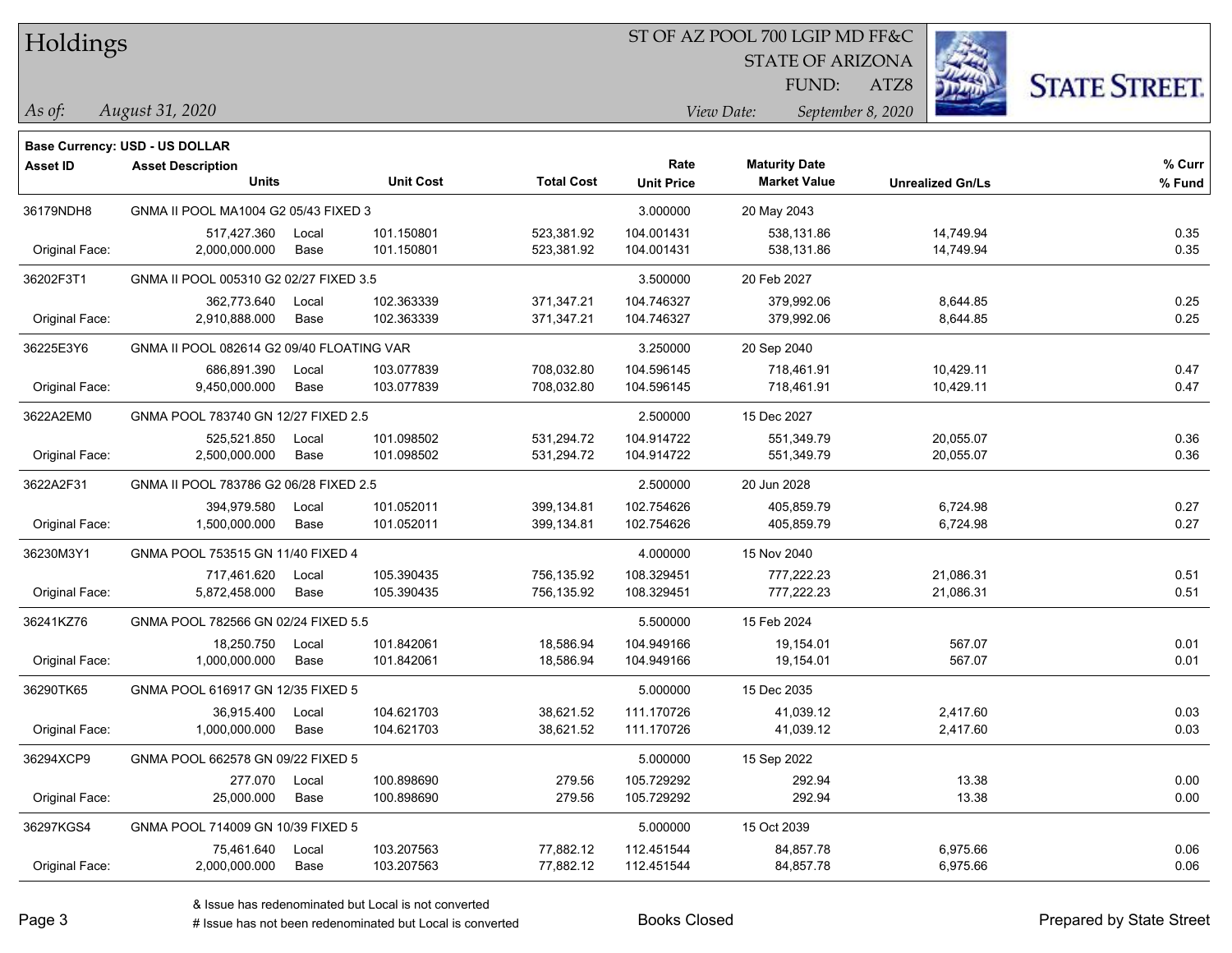# Holdings

ST OF AZ POOL 700 LGIP MD FF&C
STATE OF ARIZONA
FUND: ATZ8

*As of:* *August 31, 2020*
*View Date:* *September 8, 2020*

**Base Currency: USD - US DOLLAR**

| Asset ID | Asset Description / Units | | Unit Cost | Total Cost | Rate / Unit Price | Maturity Date / Market Value | Unrealized Gn/Ls | % Curr / % Fund |
|---|---|---|---|---|---|---|---|---|
| 36179NDH8 | GNMA II POOL MA1004 G2 05/43 FIXED 3 | | | | 3.000000 | 20 May 2043 | | |
| | 517,427.360 | Local | 101.150801 | 523,381.92 | 104.001431 | 538,131.86 | 14,749.94 | 0.35 |
| Original Face: | 2,000,000.000 | Base | 101.150801 | 523,381.92 | 104.001431 | 538,131.86 | 14,749.94 | 0.35 |
| 36202F3T1 | GNMA II POOL 005310 G2 02/27 FIXED 3.5 | | | | 3.500000 | 20 Feb 2027 | | |
| | 362,773.640 | Local | 102.363339 | 371,347.21 | 104.746327 | 379,992.06 | 8,644.85 | 0.25 |
| Original Face: | 2,910,888.000 | Base | 102.363339 | 371,347.21 | 104.746327 | 379,992.06 | 8,644.85 | 0.25 |
| 36225E3Y6 | GNMA II POOL 082614 G2 09/40 FLOATING VAR | | | | 3.250000 | 20 Sep 2040 | | |
| | 686,891.390 | Local | 103.077839 | 708,032.80 | 104.596145 | 718,461.91 | 10,429.11 | 0.47 |
| Original Face: | 9,450,000.000 | Base | 103.077839 | 708,032.80 | 104.596145 | 718,461.91 | 10,429.11 | 0.47 |
| 3622A2EM0 | GNMA POOL 783740 GN 12/27 FIXED 2.5 | | | | 2.500000 | 15 Dec 2027 | | |
| | 525,521.850 | Local | 101.098502 | 531,294.72 | 104.914722 | 551,349.79 | 20,055.07 | 0.36 |
| Original Face: | 2,500,000.000 | Base | 101.098502 | 531,294.72 | 104.914722 | 551,349.79 | 20,055.07 | 0.36 |
| 3622A2F31 | GNMA II POOL 783786 G2 06/28 FIXED 2.5 | | | | 2.500000 | 20 Jun 2028 | | |
| | 394,979.580 | Local | 101.052011 | 399,134.81 | 102.754626 | 405,859.79 | 6,724.98 | 0.27 |
| Original Face: | 1,500,000.000 | Base | 101.052011 | 399,134.81 | 102.754626 | 405,859.79 | 6,724.98 | 0.27 |
| 36230M3Y1 | GNMA POOL 753515 GN 11/40 FIXED 4 | | | | 4.000000 | 15 Nov 2040 | | |
| | 717,461.620 | Local | 105.390435 | 756,135.92 | 108.329451 | 777,222.23 | 21,086.31 | 0.51 |
| Original Face: | 5,872,458.000 | Base | 105.390435 | 756,135.92 | 108.329451 | 777,222.23 | 21,086.31 | 0.51 |
| 36241KZ76 | GNMA POOL 782566 GN 02/24 FIXED 5.5 | | | | 5.500000 | 15 Feb 2024 | | |
| | 18,250.750 | Local | 101.842061 | 18,586.94 | 104.949166 | 19,154.01 | 567.07 | 0.01 |
| Original Face: | 1,000,000.000 | Base | 101.842061 | 18,586.94 | 104.949166 | 19,154.01 | 567.07 | 0.01 |
| 36290TK65 | GNMA POOL 616917 GN 12/35 FIXED 5 | | | | 5.000000 | 15 Dec 2035 | | |
| | 36,915.400 | Local | 104.621703 | 38,621.52 | 111.170726 | 41,039.12 | 2,417.60 | 0.03 |
| Original Face: | 1,000,000.000 | Base | 104.621703 | 38,621.52 | 111.170726 | 41,039.12 | 2,417.60 | 0.03 |
| 36294XCP9 | GNMA POOL 662578 GN 09/22 FIXED 5 | | | | 5.000000 | 15 Sep 2022 | | |
| | 277.070 | Local | 100.898690 | 279.56 | 105.729292 | 292.94 | 13.38 | 0.00 |
| Original Face: | 25,000.000 | Base | 100.898690 | 279.56 | 105.729292 | 292.94 | 13.38 | 0.00 |
| 36297KGS4 | GNMA POOL 714009 GN 10/39 FIXED 5 | | | | 5.000000 | 15 Oct 2039 | | |
| | 75,461.640 | Local | 103.207563 | 77,882.12 | 112.451544 | 84,857.78 | 6,975.66 | 0.06 |
| Original Face: | 2,000,000.000 | Base | 103.207563 | 77,882.12 | 112.451544 | 84,857.78 | 6,975.66 | 0.06 |

& Issue has redenominated but Local is not converted
# Issue has not been redenominated but Local is converted

Books Closed

Prepared by State Street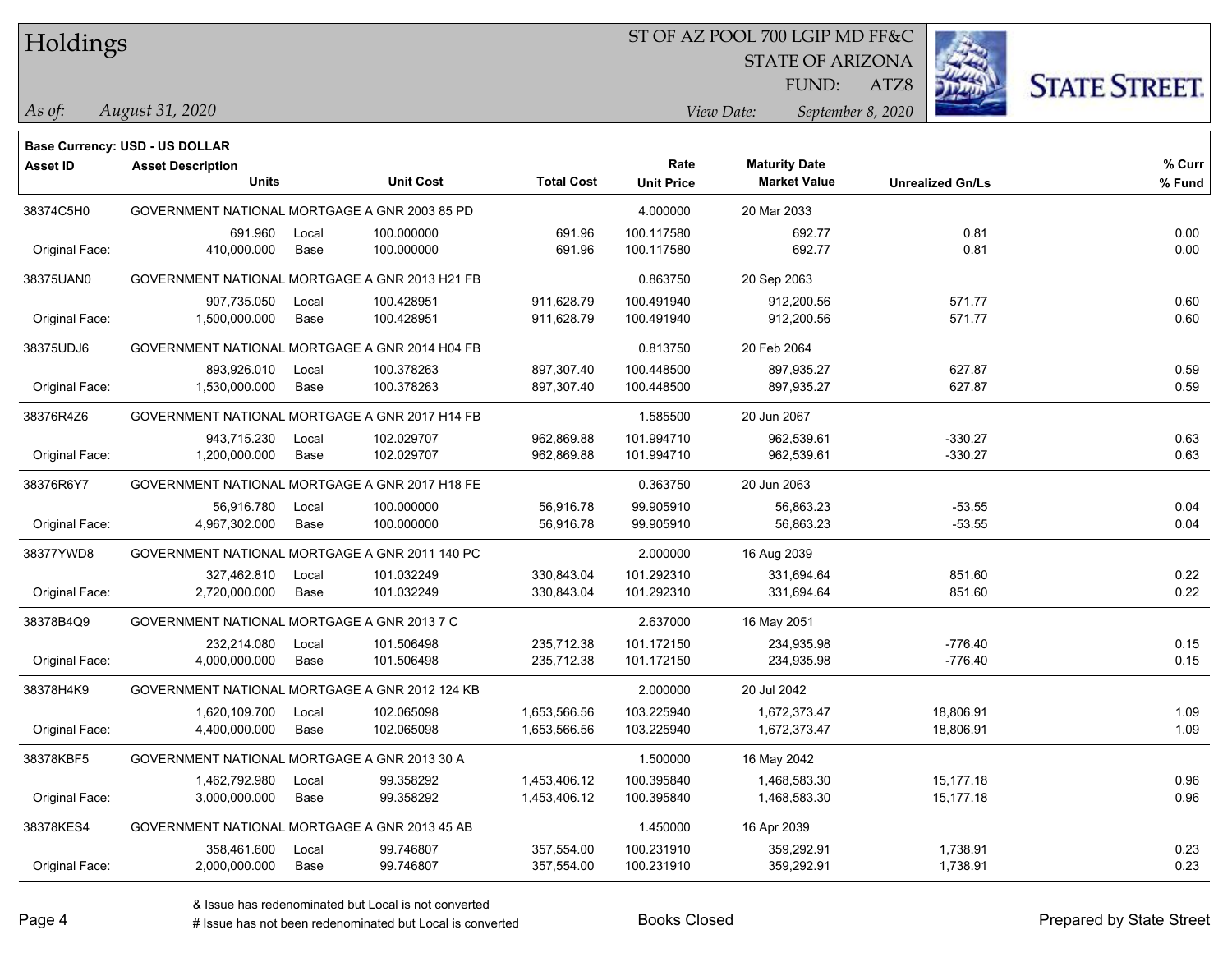# Holdings

ST OF AZ POOL 700 LGIP MD FF&C
STATE OF ARIZONA
FUND: ATZ8

*As of:* *August 31, 2020*

*View Date:* *September 8, 2020*

STATE STREET.

**Base Currency: USD - US DOLLAR**

| Asset ID | Asset Description / Units | | Unit Cost | Total Cost | Rate / Unit Price | Maturity Date / Market Value | Unrealized Gn/Ls | % Curr / % Fund |
|---|---|---|---|---|---|---|---|---|
| 38374C5H0 | GOVERNMENT NATIONAL MORTGAGE A GNR 2003 85 PD | | | | 4.000000 | 20 Mar 2033 | | |
| | 691.960 | Local | 100.000000 | 691.96 | 100.117580 | 692.77 | 0.81 | 0.00 |
| Original Face: | 410,000.000 | Base | 100.000000 | 691.96 | 100.117580 | 692.77 | 0.81 | 0.00 |
| 38375UAN0 | GOVERNMENT NATIONAL MORTGAGE A GNR 2013 H21 FB | | | | 0.863750 | 20 Sep 2063 | | |
| | 907,735.050 | Local | 100.428951 | 911,628.79 | 100.491940 | 912,200.56 | 571.77 | 0.60 |
| Original Face: | 1,500,000.000 | Base | 100.428951 | 911,628.79 | 100.491940 | 912,200.56 | 571.77 | 0.60 |
| 38375UDJ6 | GOVERNMENT NATIONAL MORTGAGE A GNR 2014 H04 FB | | | | 0.813750 | 20 Feb 2064 | | |
| | 893,926.010 | Local | 100.378263 | 897,307.40 | 100.448500 | 897,935.27 | 627.87 | 0.59 |
| Original Face: | 1,530,000.000 | Base | 100.378263 | 897,307.40 | 100.448500 | 897,935.27 | 627.87 | 0.59 |
| 38376R4Z6 | GOVERNMENT NATIONAL MORTGAGE A GNR 2017 H14 FB | | | | 1.585500 | 20 Jun 2067 | | |
| | 943,715.230 | Local | 102.029707 | 962,869.88 | 101.994710 | 962,539.61 | -330.27 | 0.63 |
| Original Face: | 1,200,000.000 | Base | 102.029707 | 962,869.88 | 101.994710 | 962,539.61 | -330.27 | 0.63 |
| 38376R6Y7 | GOVERNMENT NATIONAL MORTGAGE A GNR 2017 H18 FE | | | | 0.363750 | 20 Jun 2063 | | |
| | 56,916.780 | Local | 100.000000 | 56,916.78 | 99.905910 | 56,863.23 | -53.55 | 0.04 |
| Original Face: | 4,967,302.000 | Base | 100.000000 | 56,916.78 | 99.905910 | 56,863.23 | -53.55 | 0.04 |
| 38377YWD8 | GOVERNMENT NATIONAL MORTGAGE A GNR 2011 140 PC | | | | 2.000000 | 16 Aug 2039 | | |
| | 327,462.810 | Local | 101.032249 | 330,843.04 | 101.292310 | 331,694.64 | 851.60 | 0.22 |
| Original Face: | 2,720,000.000 | Base | 101.032249 | 330,843.04 | 101.292310 | 331,694.64 | 851.60 | 0.22 |
| 38378B4Q9 | GOVERNMENT NATIONAL MORTGAGE A GNR 2013 7 C | | | | 2.637000 | 16 May 2051 | | |
| | 232,214.080 | Local | 101.506498 | 235,712.38 | 101.172150 | 234,935.98 | -776.40 | 0.15 |
| Original Face: | 4,000,000.000 | Base | 101.506498 | 235,712.38 | 101.172150 | 234,935.98 | -776.40 | 0.15 |
| 38378H4K9 | GOVERNMENT NATIONAL MORTGAGE A GNR 2012 124 KB | | | | 2.000000 | 20 Jul 2042 | | |
| | 1,620,109.700 | Local | 102.065098 | 1,653,566.56 | 103.225940 | 1,672,373.47 | 18,806.91 | 1.09 |
| Original Face: | 4,400,000.000 | Base | 102.065098 | 1,653,566.56 | 103.225940 | 1,672,373.47 | 18,806.91 | 1.09 |
| 38378KBF5 | GOVERNMENT NATIONAL MORTGAGE A GNR 2013 30 A | | | | 1.500000 | 16 May 2042 | | |
| | 1,462,792.980 | Local | 99.358292 | 1,453,406.12 | 100.395840 | 1,468,583.30 | 15,177.18 | 0.96 |
| Original Face: | 3,000,000.000 | Base | 99.358292 | 1,453,406.12 | 100.395840 | 1,468,583.30 | 15,177.18 | 0.96 |
| 38378KES4 | GOVERNMENT NATIONAL MORTGAGE A GNR 2013 45 AB | | | | 1.450000 | 16 Apr 2039 | | |
| | 358,461.600 | Local | 99.746807 | 357,554.00 | 100.231910 | 359,292.91 | 1,738.91 | 0.23 |
| Original Face: | 2,000,000.000 | Base | 99.746807 | 357,554.00 | 100.231910 | 359,292.91 | 1,738.91 | 0.23 |

& Issue has redenominated but Local is not converted
# Issue has not been redenominated but Local is converted

Books Closed

Prepared by State Street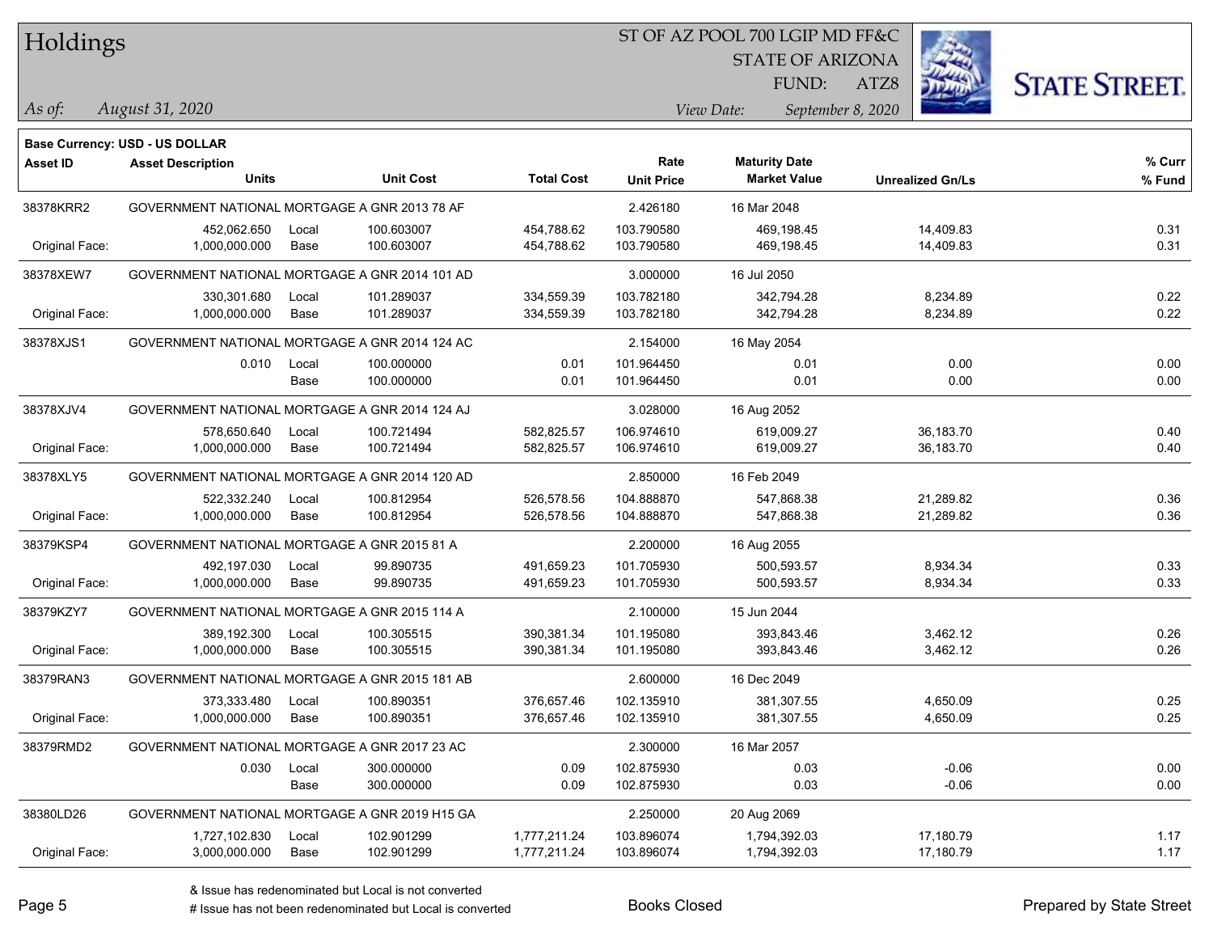# Holdings

ST OF AZ POOL 700 LGIP MD FF&C
STATE OF ARIZONA
FUND: ATZ8

*As of:* *August 31, 2020*

*View Date:* *September 8, 2020*

**Base Currency: USD - US DOLLAR**

| Asset ID | Asset Description / Units | | Unit Cost | Total Cost | Rate / Unit Price | Maturity Date / Market Value | Unrealized Gn/Ls | % Curr / % Fund |
|---|---|---|---|---|---|---|---|---|
| 38378KRR2 | GOVERNMENT NATIONAL MORTGAGE A GNR 2013 78 AF | | | | 2.426180 | 16 Mar 2048 | | |
| | 452,062.650 | Local | 100.603007 | 454,788.62 | 103.790580 | 469,198.45 | 14,409.83 | 0.31 |
| Original Face: | 1,000,000.000 | Base | 100.603007 | 454,788.62 | 103.790580 | 469,198.45 | 14,409.83 | 0.31 |
| 38378XEW7 | GOVERNMENT NATIONAL MORTGAGE A GNR 2014 101 AD | | | | 3.000000 | 16 Jul 2050 | | |
| | 330,301.680 | Local | 101.289037 | 334,559.39 | 103.782180 | 342,794.28 | 8,234.89 | 0.22 |
| Original Face: | 1,000,000.000 | Base | 101.289037 | 334,559.39 | 103.782180 | 342,794.28 | 8,234.89 | 0.22 |
| 38378XJS1 | GOVERNMENT NATIONAL MORTGAGE A GNR 2014 124 AC | | | | 2.154000 | 16 May 2054 | | |
| | 0.010 | Local | 100.000000 | 0.01 | 101.964450 | 0.01 | 0.00 | 0.00 |
| | | Base | 100.000000 | 0.01 | 101.964450 | 0.01 | 0.00 | 0.00 |
| 38378XJV4 | GOVERNMENT NATIONAL MORTGAGE A GNR 2014 124 AJ | | | | 3.028000 | 16 Aug 2052 | | |
| | 578,650.640 | Local | 100.721494 | 582,825.57 | 106.974610 | 619,009.27 | 36,183.70 | 0.40 |
| Original Face: | 1,000,000.000 | Base | 100.721494 | 582,825.57 | 106.974610 | 619,009.27 | 36,183.70 | 0.40 |
| 38378XLY5 | GOVERNMENT NATIONAL MORTGAGE A GNR 2014 120 AD | | | | 2.850000 | 16 Feb 2049 | | |
| | 522,332.240 | Local | 100.812954 | 526,578.56 | 104.888870 | 547,868.38 | 21,289.82 | 0.36 |
| Original Face: | 1,000,000.000 | Base | 100.812954 | 526,578.56 | 104.888870 | 547,868.38 | 21,289.82 | 0.36 |
| 38379KSP4 | GOVERNMENT NATIONAL MORTGAGE A GNR 2015 81 A | | | | 2.200000 | 16 Aug 2055 | | |
| | 492,197.030 | Local | 99.890735 | 491,659.23 | 101.705930 | 500,593.57 | 8,934.34 | 0.33 |
| Original Face: | 1,000,000.000 | Base | 99.890735 | 491,659.23 | 101.705930 | 500,593.57 | 8,934.34 | 0.33 |
| 38379KZY7 | GOVERNMENT NATIONAL MORTGAGE A GNR 2015 114 A | | | | 2.100000 | 15 Jun 2044 | | |
| | 389,192.300 | Local | 100.305515 | 390,381.34 | 101.195080 | 393,843.46 | 3,462.12 | 0.26 |
| Original Face: | 1,000,000.000 | Base | 100.305515 | 390,381.34 | 101.195080 | 393,843.46 | 3,462.12 | 0.26 |
| 38379RAN3 | GOVERNMENT NATIONAL MORTGAGE A GNR 2015 181 AB | | | | 2.600000 | 16 Dec 2049 | | |
| | 373,333.480 | Local | 100.890351 | 376,657.46 | 102.135910 | 381,307.55 | 4,650.09 | 0.25 |
| Original Face: | 1,000,000.000 | Base | 100.890351 | 376,657.46 | 102.135910 | 381,307.55 | 4,650.09 | 0.25 |
| 38379RMD2 | GOVERNMENT NATIONAL MORTGAGE A GNR 2017 23 AC | | | | 2.300000 | 16 Mar 2057 | | |
| | 0.030 | Local | 300.000000 | 0.09 | 102.875930 | 0.03 | -0.06 | 0.00 |
| | | Base | 300.000000 | 0.09 | 102.875930 | 0.03 | -0.06 | 0.00 |
| 38380LD26 | GOVERNMENT NATIONAL MORTGAGE A GNR 2019 H15 GA | | | | 2.250000 | 20 Aug 2069 | | |
| | 1,727,102.830 | Local | 102.901299 | 1,777,211.24 | 103.896074 | 1,794,392.03 | 17,180.79 | 1.17 |
| Original Face: | 3,000,000.000 | Base | 102.901299 | 1,777,211.24 | 103.896074 | 1,794,392.03 | 17,180.79 | 1.17 |

& Issue has redenominated but Local is not converted
# Issue has not been redenominated but Local is converted

Books Closed

Prepared by State Street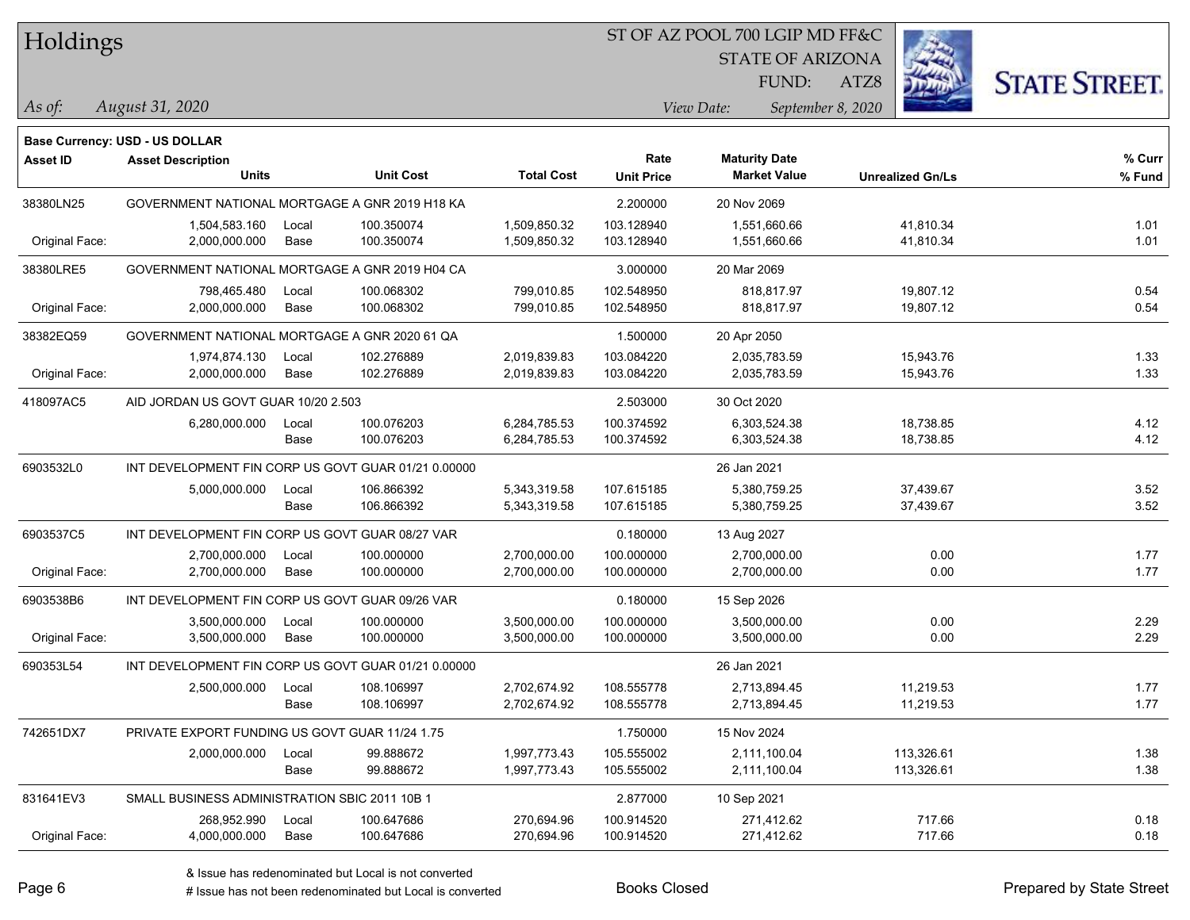# Holdings

ST OF AZ POOL 700 LGIP MD FF&C
STATE OF ARIZONA
FUND: ATZ8

*As of:* *August 31, 2020*

*View Date:* *September 8, 2020*

**Base Currency: USD - US DOLLAR**

| Asset ID | Asset Description / Units | | Unit Cost | Total Cost | Rate / Unit Price | Maturity Date / Market Value | Unrealized Gn/Ls | % Curr / % Fund |
|---|---|---|---|---|---|---|---|---|
| 38380LN25 | GOVERNMENT NATIONAL MORTGAGE A GNR 2019 H18 KA | | | | 2.200000 | 20 Nov 2069 | | |
| | 1,504,583.160 | Local | 100.350074 | 1,509,850.32 | 103.128940 | 1,551,660.66 | 41,810.34 | 1.01 |
| Original Face: | 2,000,000.000 | Base | 100.350074 | 1,509,850.32 | 103.128940 | 1,551,660.66 | 41,810.34 | 1.01 |
| 38380LRE5 | GOVERNMENT NATIONAL MORTGAGE A GNR 2019 H04 CA | | | | 3.000000 | 20 Mar 2069 | | |
| | 798,465.480 | Local | 100.068302 | 799,010.85 | 102.548950 | 818,817.97 | 19,807.12 | 0.54 |
| Original Face: | 2,000,000.000 | Base | 100.068302 | 799,010.85 | 102.548950 | 818,817.97 | 19,807.12 | 0.54 |
| 38382EQ59 | GOVERNMENT NATIONAL MORTGAGE A GNR 2020 61 QA | | | | 1.500000 | 20 Apr 2050 | | |
| | 1,974,874.130 | Local | 102.276889 | 2,019,839.83 | 103.084220 | 2,035,783.59 | 15,943.76 | 1.33 |
| Original Face: | 2,000,000.000 | Base | 102.276889 | 2,019,839.83 | 103.084220 | 2,035,783.59 | 15,943.76 | 1.33 |
| 418097AC5 | AID JORDAN US GOVT GUAR 10/20 2.503 | | | | 2.503000 | 30 Oct 2020 | | |
| | 6,280,000.000 | Local | 100.076203 | 6,284,785.53 | 100.374592 | 6,303,524.38 | 18,738.85 | 4.12 |
| | | Base | 100.076203 | 6,284,785.53 | 100.374592 | 6,303,524.38 | 18,738.85 | 4.12 |
| 6903532L0 | INT DEVELOPMENT FIN CORP US GOVT GUAR 01/21 0.00000 | | | | | 26 Jan 2021 | | |
| | 5,000,000.000 | Local | 106.866392 | 5,343,319.58 | 107.615185 | 5,380,759.25 | 37,439.67 | 3.52 |
| | | Base | 106.866392 | 5,343,319.58 | 107.615185 | 5,380,759.25 | 37,439.67 | 3.52 |
| 6903537C5 | INT DEVELOPMENT FIN CORP US GOVT GUAR 08/27 VAR | | | | 0.180000 | 13 Aug 2027 | | |
| | 2,700,000.000 | Local | 100.000000 | 2,700,000.00 | 100.000000 | 2,700,000.00 | 0.00 | 1.77 |
| Original Face: | 2,700,000.000 | Base | 100.000000 | 2,700,000.00 | 100.000000 | 2,700,000.00 | 0.00 | 1.77 |
| 6903538B6 | INT DEVELOPMENT FIN CORP US GOVT GUAR 09/26 VAR | | | | 0.180000 | 15 Sep 2026 | | |
| | 3,500,000.000 | Local | 100.000000 | 3,500,000.00 | 100.000000 | 3,500,000.00 | 0.00 | 2.29 |
| Original Face: | 3,500,000.000 | Base | 100.000000 | 3,500,000.00 | 100.000000 | 3,500,000.00 | 0.00 | 2.29 |
| 690353L54 | INT DEVELOPMENT FIN CORP US GOVT GUAR 01/21 0.00000 | | | | | 26 Jan 2021 | | |
| | 2,500,000.000 | Local | 108.106997 | 2,702,674.92 | 108.555778 | 2,713,894.45 | 11,219.53 | 1.77 |
| | | Base | 108.106997 | 2,702,674.92 | 108.555778 | 2,713,894.45 | 11,219.53 | 1.77 |
| 742651DX7 | PRIVATE EXPORT FUNDING US GOVT GUAR 11/24 1.75 | | | | 1.750000 | 15 Nov 2024 | | |
| | 2,000,000.000 | Local | 99.888672 | 1,997,773.43 | 105.555002 | 2,111,100.04 | 113,326.61 | 1.38 |
| | | Base | 99.888672 | 1,997,773.43 | 105.555002 | 2,111,100.04 | 113,326.61 | 1.38 |
| 831641EV3 | SMALL BUSINESS ADMINISTRATION SBIC 2011 10B 1 | | | | 2.877000 | 10 Sep 2021 | | |
| | 268,952.990 | Local | 100.647686 | 270,694.96 | 100.914520 | 271,412.62 | 717.66 | 0.18 |
| Original Face: | 4,000,000.000 | Base | 100.647686 | 270,694.96 | 100.914520 | 271,412.62 | 717.66 | 0.18 |

& Issue has redenominated but Local is not converted
# Issue has not been redenominated but Local is converted

Books Closed

Prepared by State Street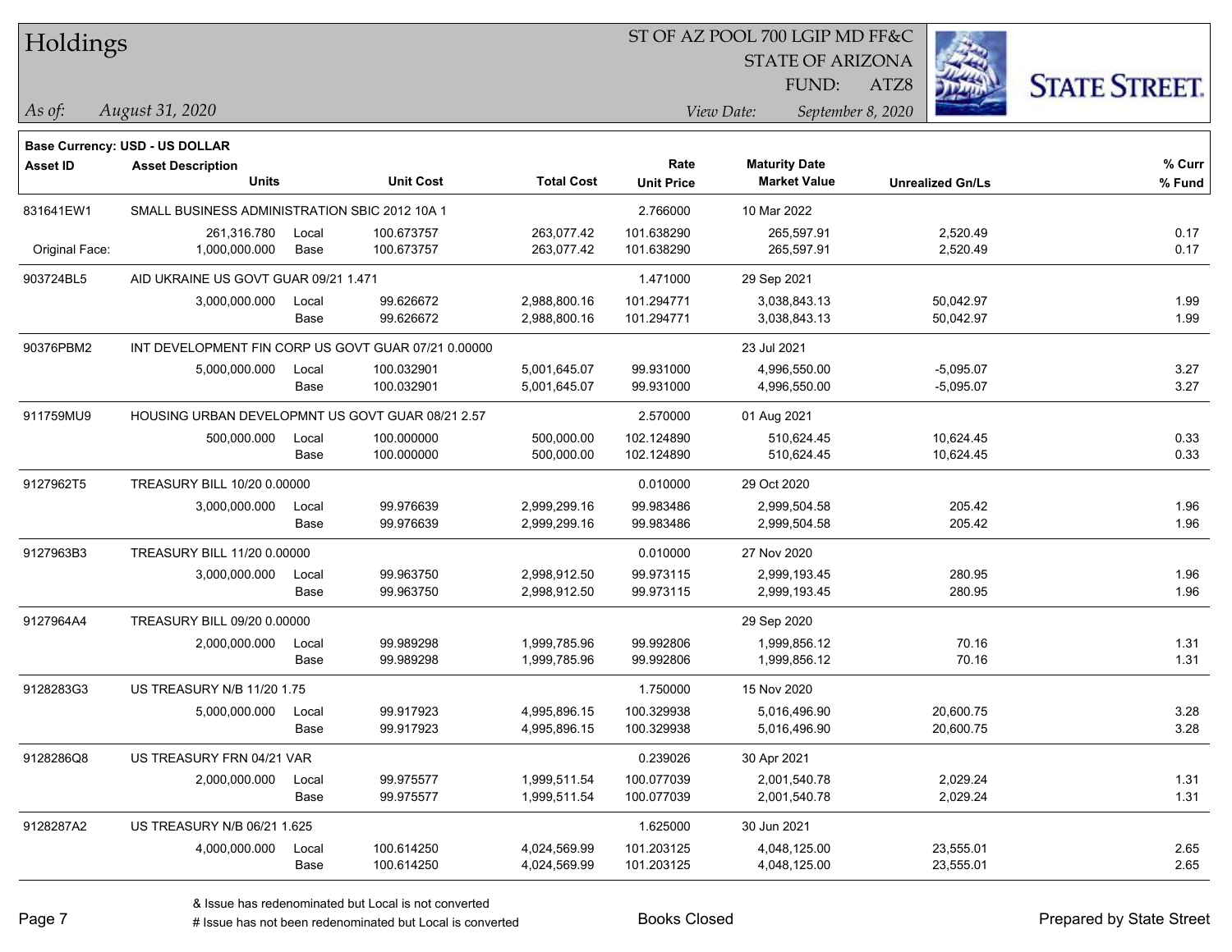# Holdings

ST OF AZ POOL 700 LGIP MD FF&C
STATE OF ARIZONA
FUND: ATZ8

*As of: August 31, 2020* | *View Date: September 8, 2020*

**Base Currency: USD - US DOLLAR**

| Asset ID | Asset Description / Units | | Unit Cost | Total Cost | Rate / Unit Price | Maturity Date / Market Value | Unrealized Gn/Ls | % Curr / % Fund |
|---|---|---|---|---|---|---|---|---|
| 831641EW1 | SMALL BUSINESS ADMINISTRATION SBIC 2012 10A 1 | | | | 2.766000 | 10 Mar 2022 | | |
| | 261,316.780 | Local | 100.673757 | 263,077.42 | 101.638290 | 265,597.91 | 2,520.49 | 0.17 |
| Original Face: | 1,000,000.000 | Base | 100.673757 | 263,077.42 | 101.638290 | 265,597.91 | 2,520.49 | 0.17 |
| 903724BL5 | AID UKRAINE US GOVT GUAR 09/21 1.471 | | | | 1.471000 | 29 Sep 2021 | | |
| | 3,000,000.000 | Local | 99.626672 | 2,988,800.16 | 101.294771 | 3,038,843.13 | 50,042.97 | 1.99 |
| | | Base | 99.626672 | 2,988,800.16 | 101.294771 | 3,038,843.13 | 50,042.97 | 1.99 |
| 90376PBM2 | INT DEVELOPMENT FIN CORP US GOVT GUAR 07/21 0.00000 | | | | | 23 Jul 2021 | | |
| | 5,000,000.000 | Local | 100.032901 | 5,001,645.07 | 99.931000 | 4,996,550.00 | -5,095.07 | 3.27 |
| | | Base | 100.032901 | 5,001,645.07 | 99.931000 | 4,996,550.00 | -5,095.07 | 3.27 |
| 911759MU9 | HOUSING URBAN DEVELOPMNT US GOVT GUAR 08/21 2.57 | | | | 2.570000 | 01 Aug 2021 | | |
| | 500,000.000 | Local | 100.000000 | 500,000.00 | 102.124890 | 510,624.45 | 10,624.45 | 0.33 |
| | | Base | 100.000000 | 500,000.00 | 102.124890 | 510,624.45 | 10,624.45 | 0.33 |
| 9127962T5 | TREASURY BILL 10/20 0.00000 | | | | 0.010000 | 29 Oct 2020 | | |
| | 3,000,000.000 | Local | 99.976639 | 2,999,299.16 | 99.983486 | 2,999,504.58 | 205.42 | 1.96 |
| | | Base | 99.976639 | 2,999,299.16 | 99.983486 | 2,999,504.58 | 205.42 | 1.96 |
| 9127963B3 | TREASURY BILL 11/20 0.00000 | | | | 0.010000 | 27 Nov 2020 | | |
| | 3,000,000.000 | Local | 99.963750 | 2,998,912.50 | 99.973115 | 2,999,193.45 | 280.95 | 1.96 |
| | | Base | 99.963750 | 2,998,912.50 | 99.973115 | 2,999,193.45 | 280.95 | 1.96 |
| 9127964A4 | TREASURY BILL 09/20 0.00000 | | | | | 29 Sep 2020 | | |
| | 2,000,000.000 | Local | 99.989298 | 1,999,785.96 | 99.992806 | 1,999,856.12 | 70.16 | 1.31 |
| | | Base | 99.989298 | 1,999,785.96 | 99.992806 | 1,999,856.12 | 70.16 | 1.31 |
| 9128283G3 | US TREASURY N/B 11/20 1.75 | | | | 1.750000 | 15 Nov 2020 | | |
| | 5,000,000.000 | Local | 99.917923 | 4,995,896.15 | 100.329938 | 5,016,496.90 | 20,600.75 | 3.28 |
| | | Base | 99.917923 | 4,995,896.15 | 100.329938 | 5,016,496.90 | 20,600.75 | 3.28 |
| 9128286Q8 | US TREASURY FRN 04/21 VAR | | | | 0.239026 | 30 Apr 2021 | | |
| | 2,000,000.000 | Local | 99.975577 | 1,999,511.54 | 100.077039 | 2,001,540.78 | 2,029.24 | 1.31 |
| | | Base | 99.975577 | 1,999,511.54 | 100.077039 | 2,001,540.78 | 2,029.24 | 1.31 |
| 9128287A2 | US TREASURY N/B 06/21 1.625 | | | | 1.625000 | 30 Jun 2021 | | |
| | 4,000,000.000 | Local | 100.614250 | 4,024,569.99 | 101.203125 | 4,048,125.00 | 23,555.01 | 2.65 |
| | | Base | 100.614250 | 4,024,569.99 | 101.203125 | 4,048,125.00 | 23,555.01 | 2.65 |

& Issue has redenominated but Local is not converted
# Issue has not been redenominated but Local is converted

Books Closed

Prepared by State Street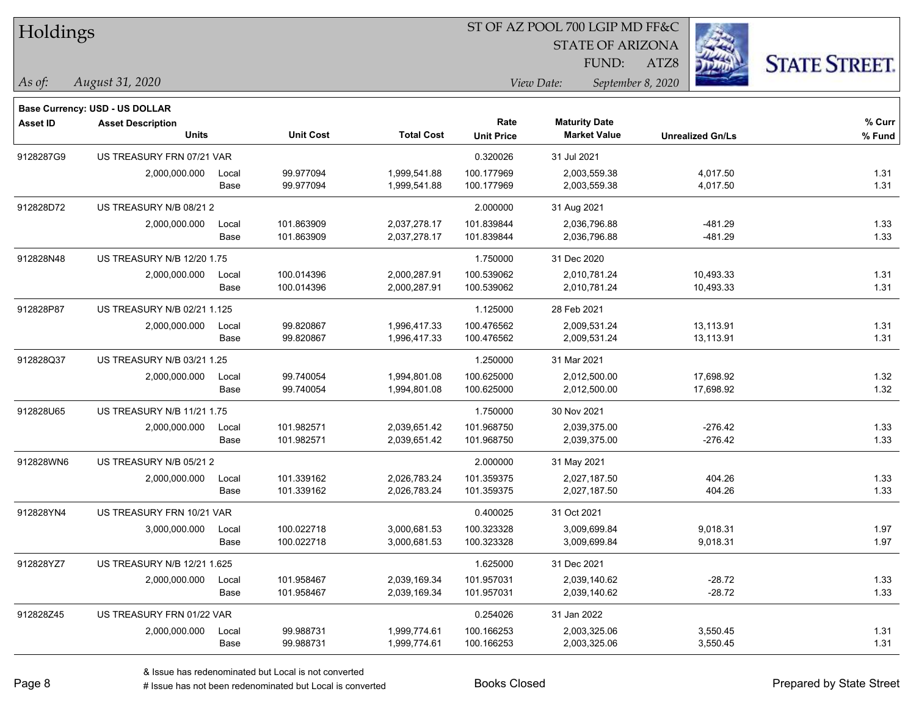# Holdings

ST OF AZ POOL 700 LGIP MD FF&C
STATE OF ARIZONA
FUND: ATZ8

*As of: August 31, 2020*

*View Date: September 8, 2020*

**Base Currency: USD - US DOLLAR**

| Asset ID | Asset Description / Units | | Unit Cost | Total Cost | Rate / Unit Price | Maturity Date / Market Value | Unrealized Gn/Ls | % Curr / % Fund |
|---|---|---|---|---|---|---|---|---|
| 9128287G9 | US TREASURY FRN 07/21 VAR | | | | 0.320026 | 31 Jul 2021 | | |
| | 2,000,000.000 | Local | 99.977094 | 1,999,541.88 | 100.177969 | 2,003,559.38 | 4,017.50 | 1.31 |
| | | Base | 99.977094 | 1,999,541.88 | 100.177969 | 2,003,559.38 | 4,017.50 | 1.31 |
| 912828D72 | US TREASURY N/B 08/21 2 | | | | 2.000000 | 31 Aug 2021 | | |
| | 2,000,000.000 | Local | 101.863909 | 2,037,278.17 | 101.839844 | 2,036,796.88 | -481.29 | 1.33 |
| | | Base | 101.863909 | 2,037,278.17 | 101.839844 | 2,036,796.88 | -481.29 | 1.33 |
| 912828N48 | US TREASURY N/B 12/20 1.75 | | | | 1.750000 | 31 Dec 2020 | | |
| | 2,000,000.000 | Local | 100.014396 | 2,000,287.91 | 100.539062 | 2,010,781.24 | 10,493.33 | 1.31 |
| | | Base | 100.014396 | 2,000,287.91 | 100.539062 | 2,010,781.24 | 10,493.33 | 1.31 |
| 912828P87 | US TREASURY N/B 02/21 1.125 | | | | 1.125000 | 28 Feb 2021 | | |
| | 2,000,000.000 | Local | 99.820867 | 1,996,417.33 | 100.476562 | 2,009,531.24 | 13,113.91 | 1.31 |
| | | Base | 99.820867 | 1,996,417.33 | 100.476562 | 2,009,531.24 | 13,113.91 | 1.31 |
| 912828Q37 | US TREASURY N/B 03/21 1.25 | | | | 1.250000 | 31 Mar 2021 | | |
| | 2,000,000.000 | Local | 99.740054 | 1,994,801.08 | 100.625000 | 2,012,500.00 | 17,698.92 | 1.32 |
| | | Base | 99.740054 | 1,994,801.08 | 100.625000 | 2,012,500.00 | 17,698.92 | 1.32 |
| 912828U65 | US TREASURY N/B 11/21 1.75 | | | | 1.750000 | 30 Nov 2021 | | |
| | 2,000,000.000 | Local | 101.982571 | 2,039,651.42 | 101.968750 | 2,039,375.00 | -276.42 | 1.33 |
| | | Base | 101.982571 | 2,039,651.42 | 101.968750 | 2,039,375.00 | -276.42 | 1.33 |
| 912828WN6 | US TREASURY N/B 05/21 2 | | | | 2.000000 | 31 May 2021 | | |
| | 2,000,000.000 | Local | 101.339162 | 2,026,783.24 | 101.359375 | 2,027,187.50 | 404.26 | 1.33 |
| | | Base | 101.339162 | 2,026,783.24 | 101.359375 | 2,027,187.50 | 404.26 | 1.33 |
| 912828YN4 | US TREASURY FRN 10/21 VAR | | | | 0.400025 | 31 Oct 2021 | | |
| | 3,000,000.000 | Local | 100.022718 | 3,000,681.53 | 100.323328 | 3,009,699.84 | 9,018.31 | 1.97 |
| | | Base | 100.022718 | 3,000,681.53 | 100.323328 | 3,009,699.84 | 9,018.31 | 1.97 |
| 912828YZ7 | US TREASURY N/B 12/21 1.625 | | | | 1.625000 | 31 Dec 2021 | | |
| | 2,000,000.000 | Local | 101.958467 | 2,039,169.34 | 101.957031 | 2,039,140.62 | -28.72 | 1.33 |
| | | Base | 101.958467 | 2,039,169.34 | 101.957031 | 2,039,140.62 | -28.72 | 1.33 |
| 912828Z45 | US TREASURY FRN 01/22 VAR | | | | 0.254026 | 31 Jan 2022 | | |
| | 2,000,000.000 | Local | 99.988731 | 1,999,774.61 | 100.166253 | 2,003,325.06 | 3,550.45 | 1.31 |
| | | Base | 99.988731 | 1,999,774.61 | 100.166253 | 2,003,325.06 | 3,550.45 | 1.31 |

& Issue has redenominated but Local is not converted

# Issue has not been redenominated but Local is converted

Books Closed

Prepared by State Street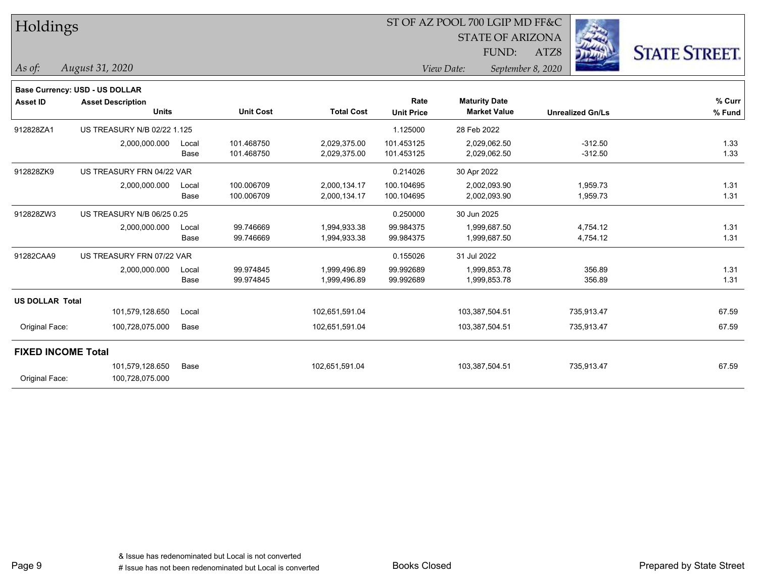# Holdings

ST OF AZ POOL 700 LGIP MD FF&C
STATE OF ARIZONA
FUND: ATZ8

*As of: August 31, 2020*

*View Date: September 8, 2020*

**Base Currency: USD - US DOLLAR**

| Asset ID | Asset Description / Units | | Unit Cost | Total Cost | Rate / Unit Price | Maturity Date / Market Value | Unrealized Gn/Ls | % Curr / % Fund |
|---|---|---|---|---|---|---|---|---|
| 912828ZA1 | US TREASURY N/B 02/22 1.125 | | | | 1.125000 | 28 Feb 2022 | | |
| | 2,000,000.000 | Local | 101.468750 | 2,029,375.00 | 101.453125 | 2,029,062.50 | -312.50 | 1.33 |
| | | Base | 101.468750 | 2,029,375.00 | 101.453125 | 2,029,062.50 | -312.50 | 1.33 |
| 912828ZK9 | US TREASURY FRN 04/22 VAR | | | | 0.214026 | 30 Apr 2022 | | |
| | 2,000,000.000 | Local | 100.006709 | 2,000,134.17 | 100.104695 | 2,002,093.90 | 1,959.73 | 1.31 |
| | | Base | 100.006709 | 2,000,134.17 | 100.104695 | 2,002,093.90 | 1,959.73 | 1.31 |
| 912828ZW3 | US TREASURY N/B 06/25 0.25 | | | | 0.250000 | 30 Jun 2025 | | |
| | 2,000,000.000 | Local | 99.746669 | 1,994,933.38 | 99.984375 | 1,999,687.50 | 4,754.12 | 1.31 |
| | | Base | 99.746669 | 1,994,933.38 | 99.984375 | 1,999,687.50 | 4,754.12 | 1.31 |
| 91282CAA9 | US TREASURY FRN 07/22 VAR | | | | 0.155026 | 31 Jul 2022 | | |
| | 2,000,000.000 | Local | 99.974845 | 1,999,496.89 | 99.992689 | 1,999,853.78 | 356.89 | 1.31 |
| | | Base | 99.974845 | 1,999,496.89 | 99.992689 | 1,999,853.78 | 356.89 | 1.31 |
| **US DOLLAR Total** | | | | | | | | |
| | 101,579,128.650 | Local | | 102,651,591.04 | | 103,387,504.51 | 735,913.47 | 67.59 |
| Original Face: | 100,728,075.000 | Base | | 102,651,591.04 | | 103,387,504.51 | 735,913.47 | 67.59 |
| **FIXED INCOME Total** | | | | | | | | |
| | 101,579,128.650 | Base | | 102,651,591.04 | | 103,387,504.51 | 735,913.47 | 67.59 |
| Original Face: | 100,728,075.000 | | | | | | | |

& Issue has redenominated but Local is not converted
# Issue has not been redenominated but Local is converted

Books Closed

Prepared by State Street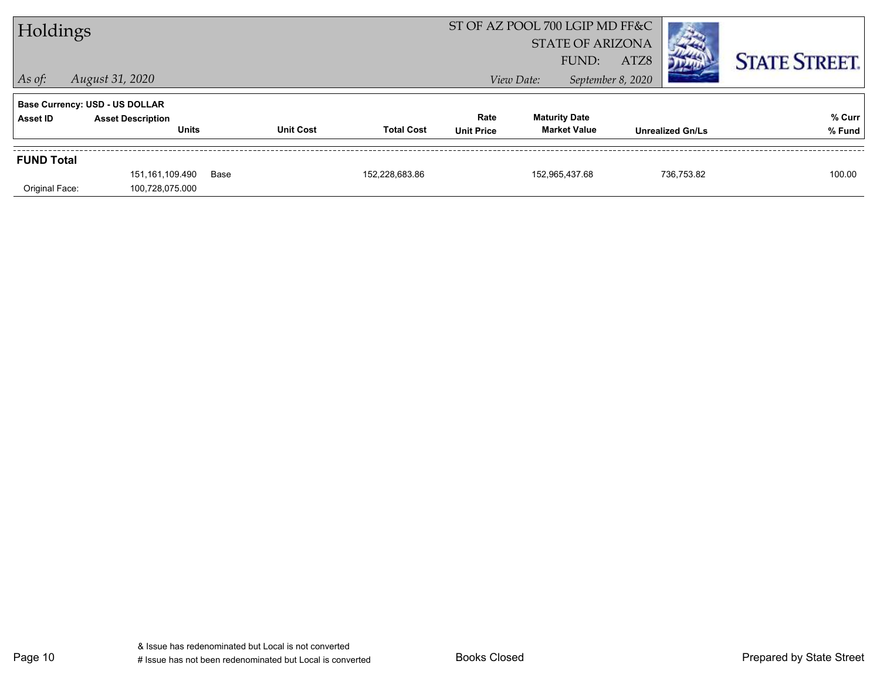# Holdings

*As of:* *August 31, 2020*

ST OF AZ POOL 700 LGIP MD FF&C
STATE OF ARIZONA
FUND: ATZ8
*View Date:* *September 8, 2020*

**Base Currency: USD - US DOLLAR**

| Asset ID | Asset Description / Units | Unit Cost | Total Cost | Rate / Unit Price | Maturity Date / Market Value | Unrealized Gn/Ls | % Curr / % Fund |
|---|---|---|---|---|---|---|---|
| **FUND Total** | | | | | | | |
| | 151,161,109.490 | Base | 152,228,683.86 | | 152,965,437.68 | 736,753.82 | 100.00 |
| Original Face: | 100,728,075.000 | | | | | | |

& Issue has redenominated but Local is not converted
# Issue has not been redenominated but Local is converted

Books Closed

Prepared by State Street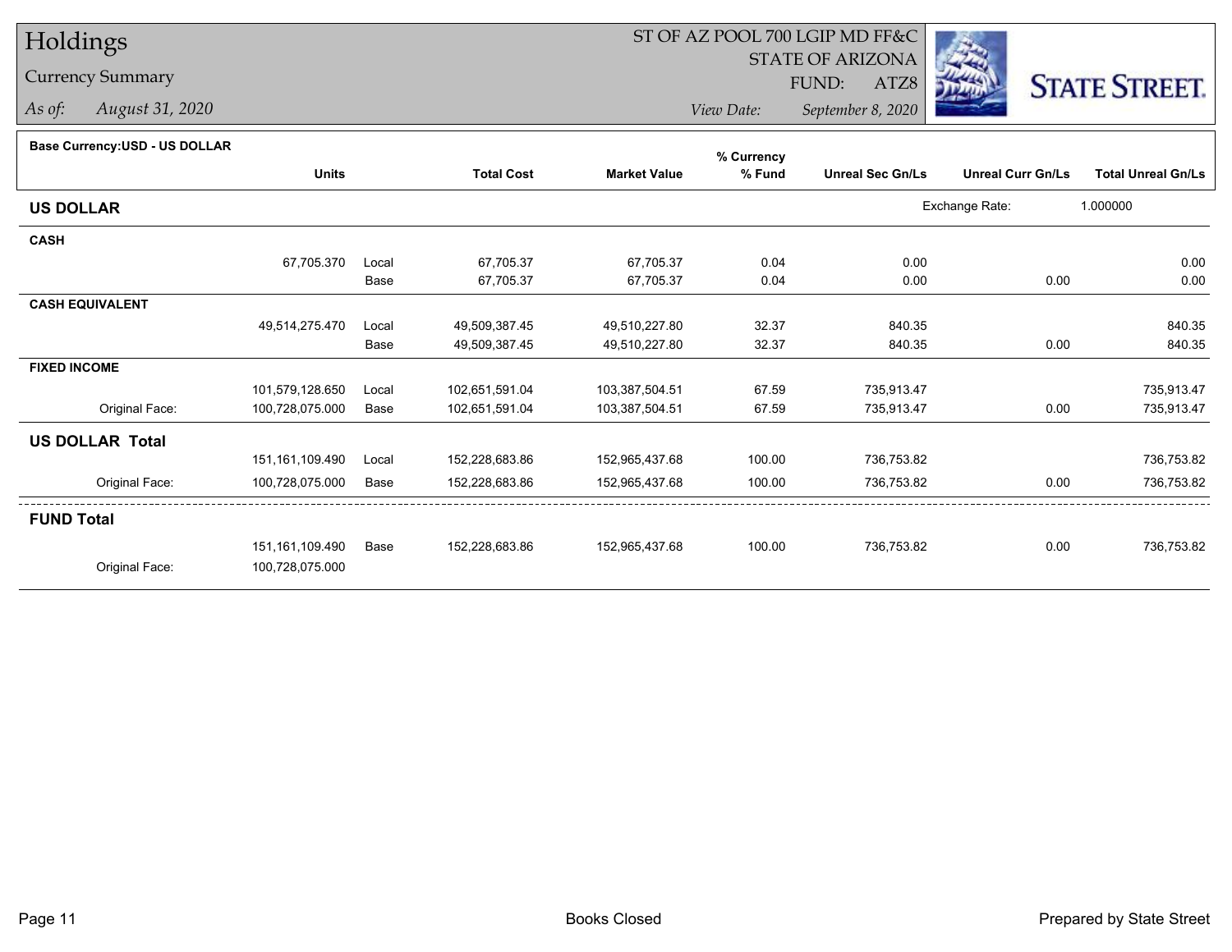# Holdings

Currency Summary

*As of: August 31, 2020*

ST OF AZ POOL 700 LGIP MD FF&C
STATE OF ARIZONA
FUND: ATZ8

*View Date: September 8, 2020*

STATE STREET.

**Base Currency:USD - US DOLLAR**

| | Units | | Total Cost | Market Value | % Currency % Fund | Unreal Sec Gn/Ls | Unreal Curr Gn/Ls | Total Unreal Gn/Ls |
|---|---|---|---|---|---|---|---|---|
| **US DOLLAR** | | | | | | | Exchange Rate: | 1.000000 |
| **CASH** | | | | | | | | |
| | 67,705.370 | Local | 67,705.37 | 67,705.37 | 0.04 | 0.00 | | 0.00 |
| | | Base | 67,705.37 | 67,705.37 | 0.04 | 0.00 | 0.00 | 0.00 |
| **CASH EQUIVALENT** | | | | | | | | |
| | 49,514,275.470 | Local | 49,509,387.45 | 49,510,227.80 | 32.37 | 840.35 | | 840.35 |
| | | Base | 49,509,387.45 | 49,510,227.80 | 32.37 | 840.35 | 0.00 | 840.35 |
| **FIXED INCOME** | | | | | | | | |
| | 101,579,128.650 | Local | 102,651,591.04 | 103,387,504.51 | 67.59 | 735,913.47 | | 735,913.47 |
| Original Face: | 100,728,075.000 | Base | 102,651,591.04 | 103,387,504.51 | 67.59 | 735,913.47 | 0.00 | 735,913.47 |
| **US DOLLAR Total** | | | | | | | | |
| | 151,161,109.490 | Local | 152,228,683.86 | 152,965,437.68 | 100.00 | 736,753.82 | | 736,753.82 |
| Original Face: | 100,728,075.000 | Base | 152,228,683.86 | 152,965,437.68 | 100.00 | 736,753.82 | 0.00 | 736,753.82 |
| **FUND Total** | | | | | | | | |
| | 151,161,109.490 | Base | 152,228,683.86 | 152,965,437.68 | 100.00 | 736,753.82 | 0.00 | 736,753.82 |
| Original Face: | 100,728,075.000 | | | | | | | |

Books Closed

Prepared by State Street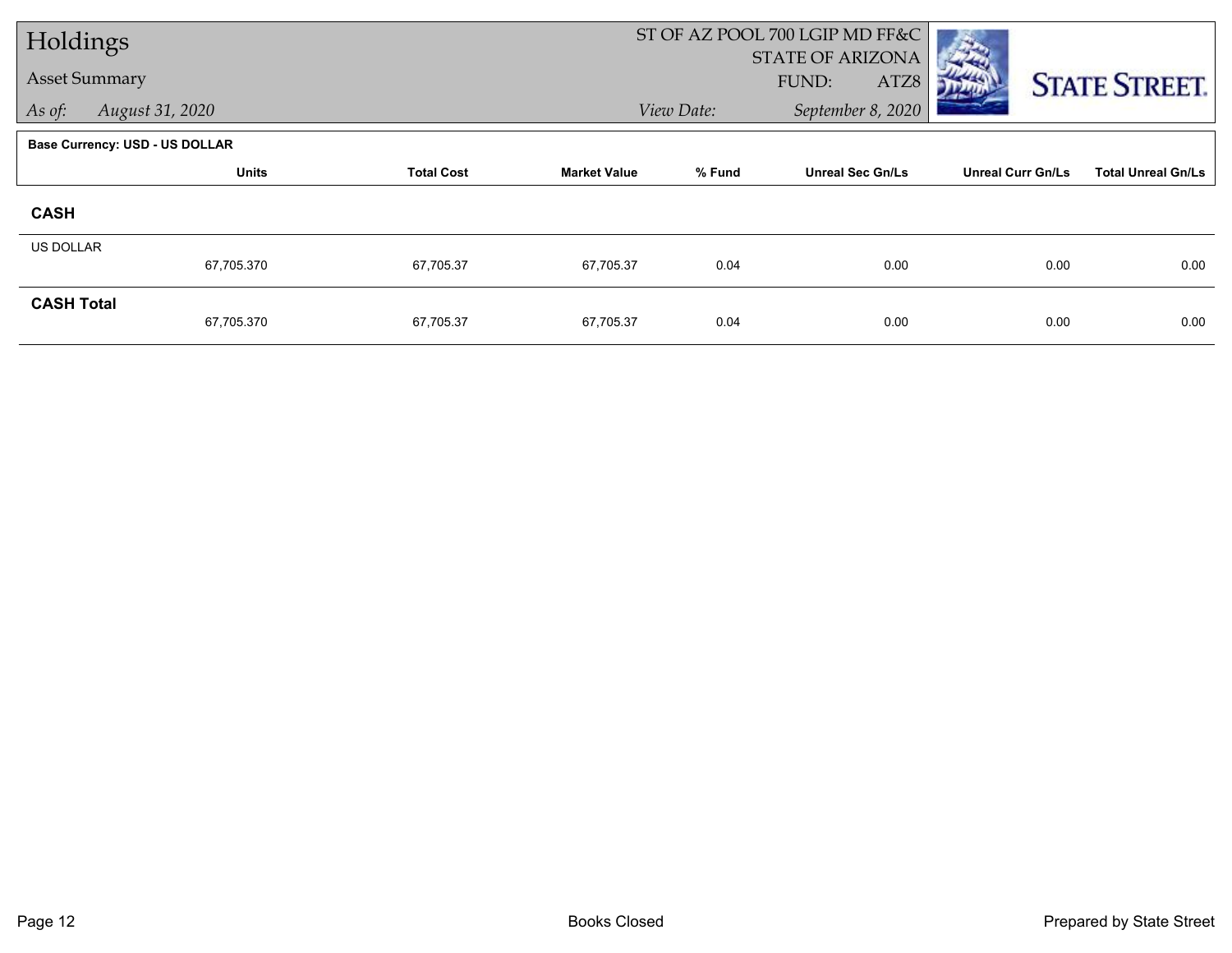# Holdings

Asset Summary

*As of: August 31, 2020*

ST OF AZ POOL 700 LGIP MD FF&C
STATE OF ARIZONA
FUND: ATZ8

*View Date: September 8, 2020*

**Base Currency: USD - US DOLLAR**

| | Units | Total Cost | Market Value | % Fund | Unreal Sec Gn/Ls | Unreal Curr Gn/Ls | Total Unreal Gn/Ls |
|---|---|---|---|---|---|---|---|
| **CASH** | | | | | | | |
| US DOLLAR | 67,705.370 | 67,705.37 | 67,705.37 | 0.04 | 0.00 | 0.00 | 0.00 |
| **CASH Total** | 67,705.370 | 67,705.37 | 67,705.37 | 0.04 | 0.00 | 0.00 | 0.00 |

Books Closed

Prepared by State Street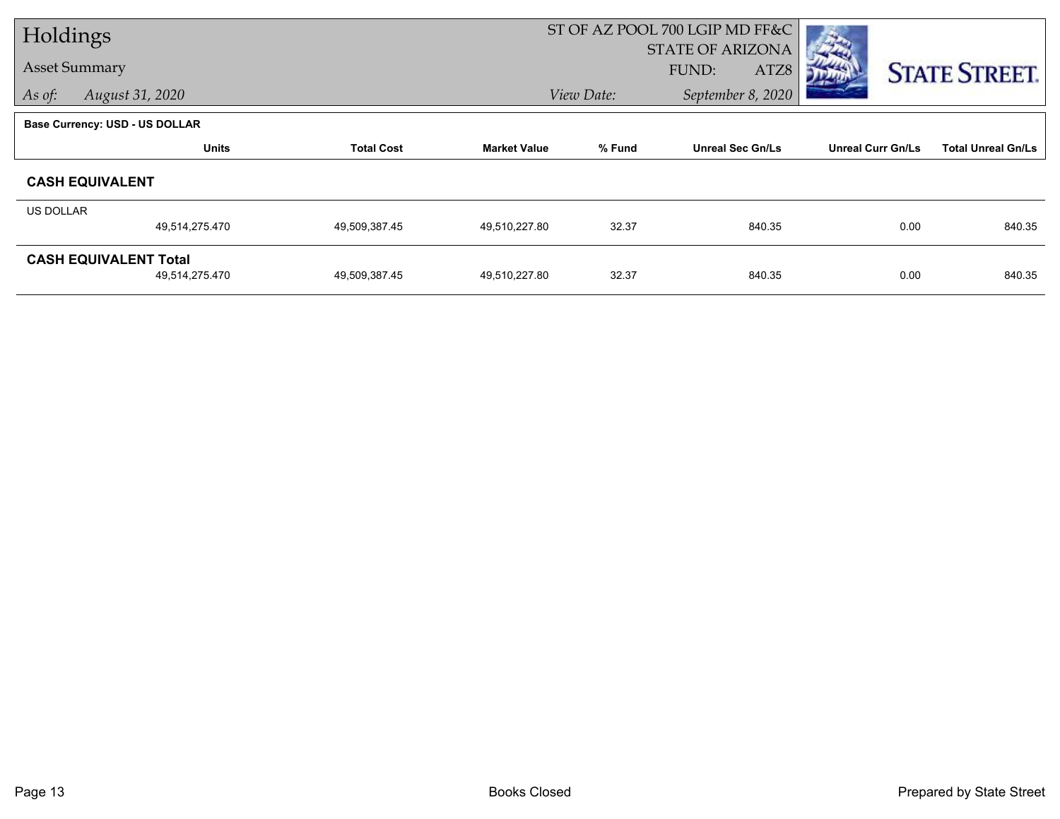# Holdings

**Asset Summary**

*As of: August 31, 2020*

ST OF AZ POOL 700 LGIP MD FF&C
STATE OF ARIZONA
FUND: ATZ8

*View Date: September 8, 2020*

STATE STREET.

**Base Currency: USD - US DOLLAR**

| | Units | Total Cost | Market Value | % Fund | Unreal Sec Gn/Ls | Unreal Curr Gn/Ls | Total Unreal Gn/Ls |
|---|---|---|---|---|---|---|---|
| **CASH EQUIVALENT** | | | | | | | |
| US DOLLAR | 49,514,275.470 | 49,509,387.45 | 49,510,227.80 | 32.37 | 840.35 | 0.00 | 840.35 |
| **CASH EQUIVALENT Total** | 49,514,275.470 | 49,509,387.45 | 49,510,227.80 | 32.37 | 840.35 | 0.00 | 840.35 |

Books Closed

Prepared by State Street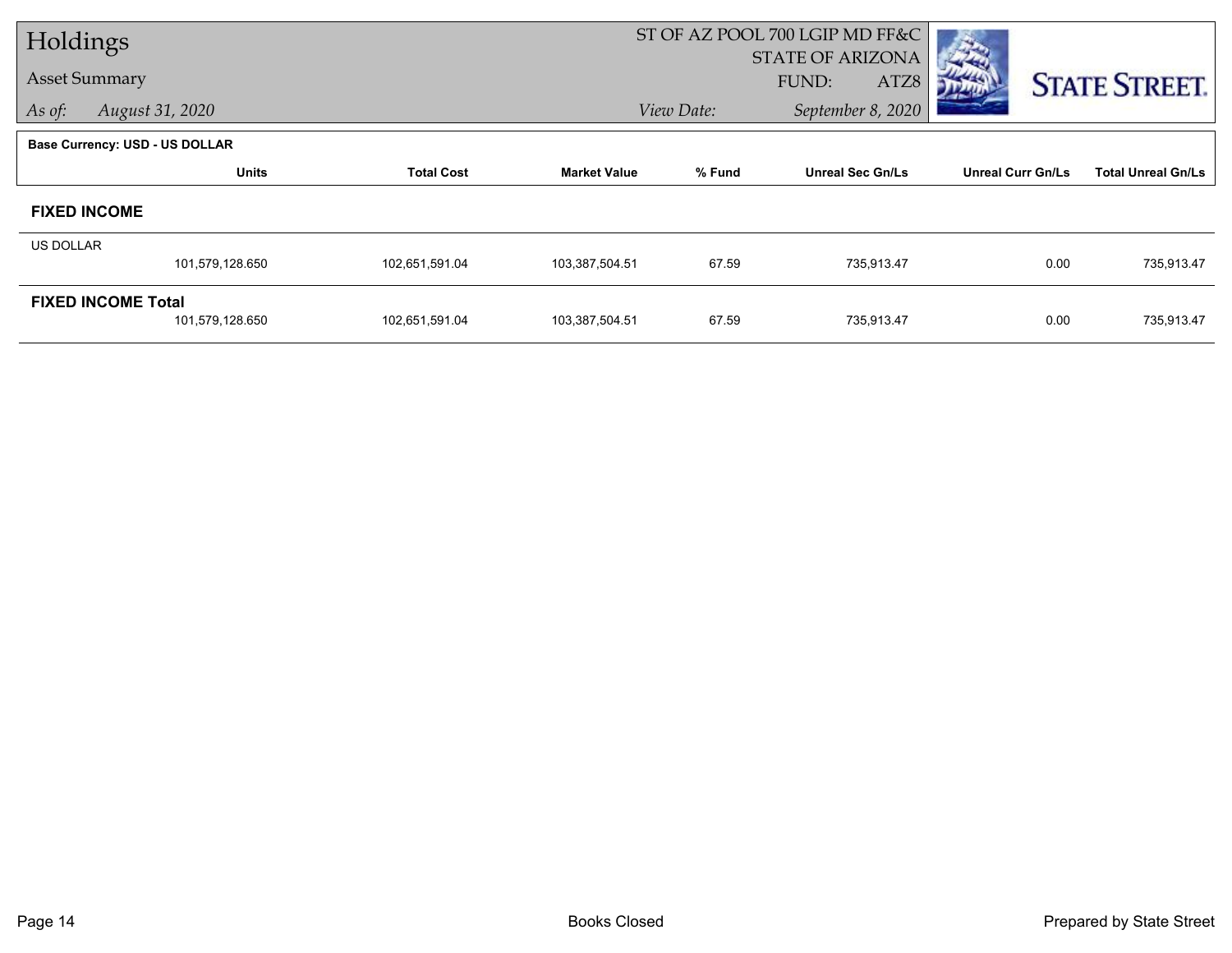# Holdings

Asset Summary

*As of: August 31, 2020*

ST OF AZ POOL 700 LGIP MD FF&C
STATE OF ARIZONA
FUND: ATZ8
*View Date: September 8, 2020*

STATE STREET.

**Base Currency: USD - US DOLLAR**

| | Units | Total Cost | Market Value | % Fund | Unreal Sec Gn/Ls | Unreal Curr Gn/Ls | Total Unreal Gn/Ls |
|---|---|---|---|---|---|---|---|
| **FIXED INCOME** | | | | | | | |
| US DOLLAR | 101,579,128.650 | 102,651,591.04 | 103,387,504.51 | 67.59 | 735,913.47 | 0.00 | 735,913.47 |
| **FIXED INCOME Total** | 101,579,128.650 | 102,651,591.04 | 103,387,504.51 | 67.59 | 735,913.47 | 0.00 | 735,913.47 |

Books Closed

Prepared by State Street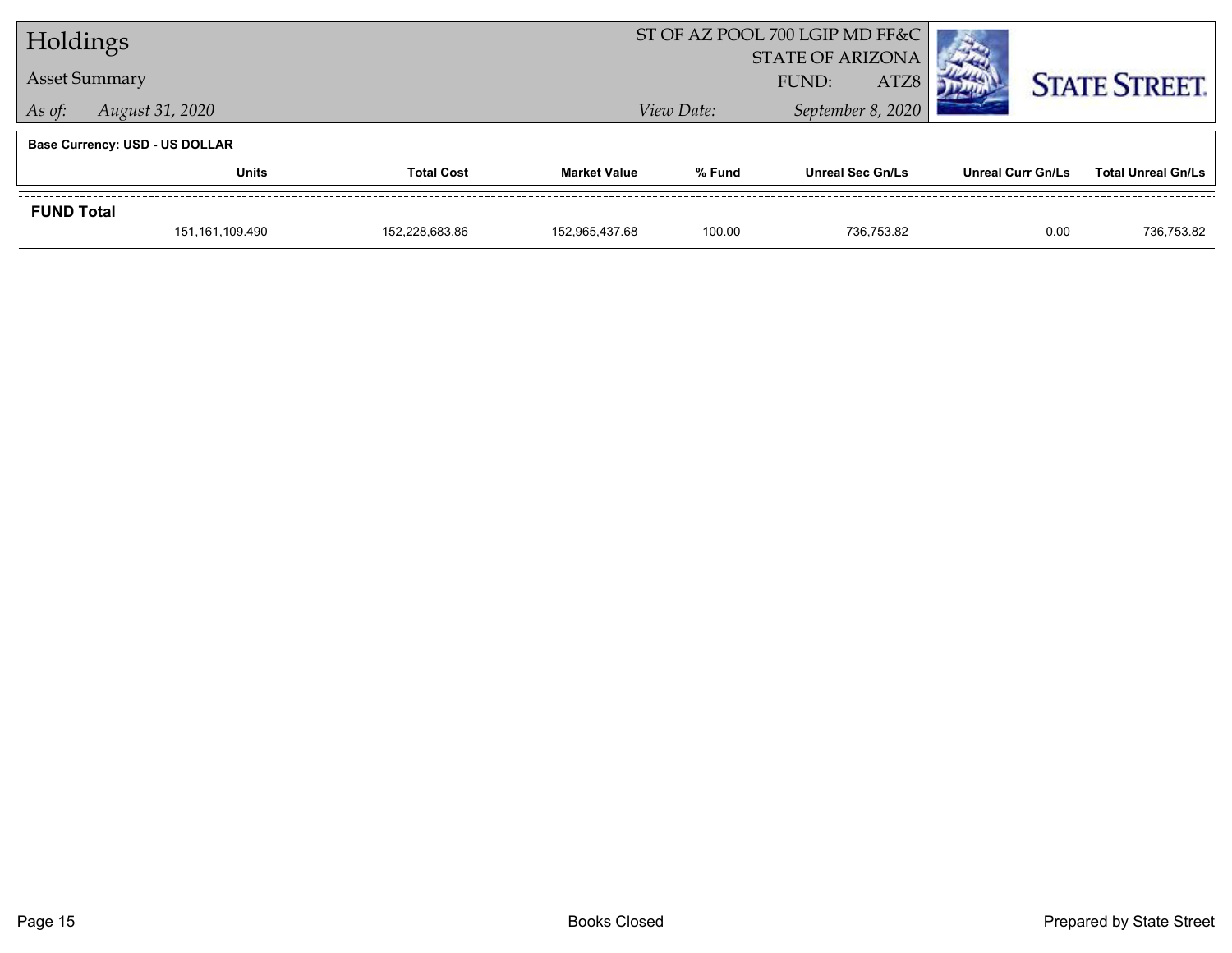# Holdings

Asset Summary

*As of: August 31, 2020*

ST OF AZ POOL 700 LGIP MD FF&C
STATE OF ARIZONA
FUND: ATZ8
*View Date: September 8, 2020*

STATE STREET.

**Base Currency: USD - US DOLLAR**

| | Units | Total Cost | Market Value | % Fund | Unreal Sec Gn/Ls | Unreal Curr Gn/Ls | Total Unreal Gn/Ls |
|---|---|---|---|---|---|---|---|
| **FUND Total** | | | | | | | |
| | 151,161,109.490 | 152,228,683.86 | 152,965,437.68 | 100.00 | 736,753.82 | 0.00 | 736,753.82 |

Books Closed

Prepared by State Street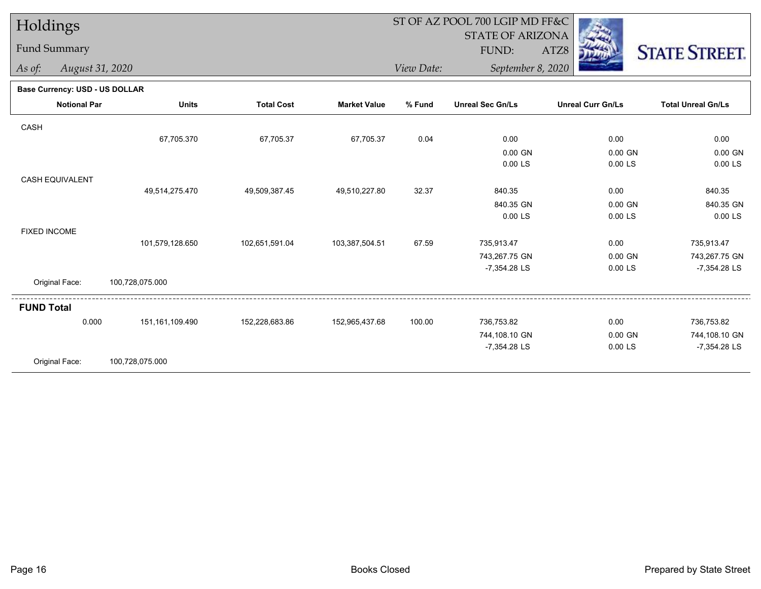# Holdings

Fund Summary

*As of: August 31, 2020*

ST OF AZ POOL 700 LGIP MD FF&C
STATE OF ARIZONA
FUND: ATZ8

*View Date: September 8, 2020*

STATE STREET.

**Base Currency: USD - US DOLLAR**

| Notional Par | Units | Total Cost | Market Value | % Fund | Unreal Sec Gn/Ls | Unreal Curr Gn/Ls | Total Unreal Gn/Ls |
|---|---|---|---|---|---|---|---|
| CASH | | | | | | | |
| | 67,705.370 | 67,705.37 | 67,705.37 | 0.04 | 0.00 | 0.00 | 0.00 |
| | | | | | 0.00 GN | 0.00 GN | 0.00 GN |
| | | | | | 0.00 LS | 0.00 LS | 0.00 LS |
| CASH EQUIVALENT | | | | | | | |
| | 49,514,275.470 | 49,509,387.45 | 49,510,227.80 | 32.37 | 840.35 | 0.00 | 840.35 |
| | | | | | 840.35 GN | 0.00 GN | 840.35 GN |
| | | | | | 0.00 LS | 0.00 LS | 0.00 LS |
| FIXED INCOME | | | | | | | |
| | 101,579,128.650 | 102,651,591.04 | 103,387,504.51 | 67.59 | 735,913.47 | 0.00 | 735,913.47 |
| | | | | | 743,267.75 GN | 0.00 GN | 743,267.75 GN |
| | | | | | -7,354.28 LS | 0.00 LS | -7,354.28 LS |
| Original Face: | 100,728,075.000 | | | | | | |
| **FUND Total** | | | | | | | |
| 0.000 | 151,161,109.490 | 152,228,683.86 | 152,965,437.68 | 100.00 | 736,753.82 | 0.00 | 736,753.82 |
| | | | | | 744,108.10 GN | 0.00 GN | 744,108.10 GN |
| | | | | | -7,354.28 LS | 0.00 LS | -7,354.28 LS |
| Original Face: | 100,728,075.000 | | | | | | |

Books Closed

Prepared by State Street